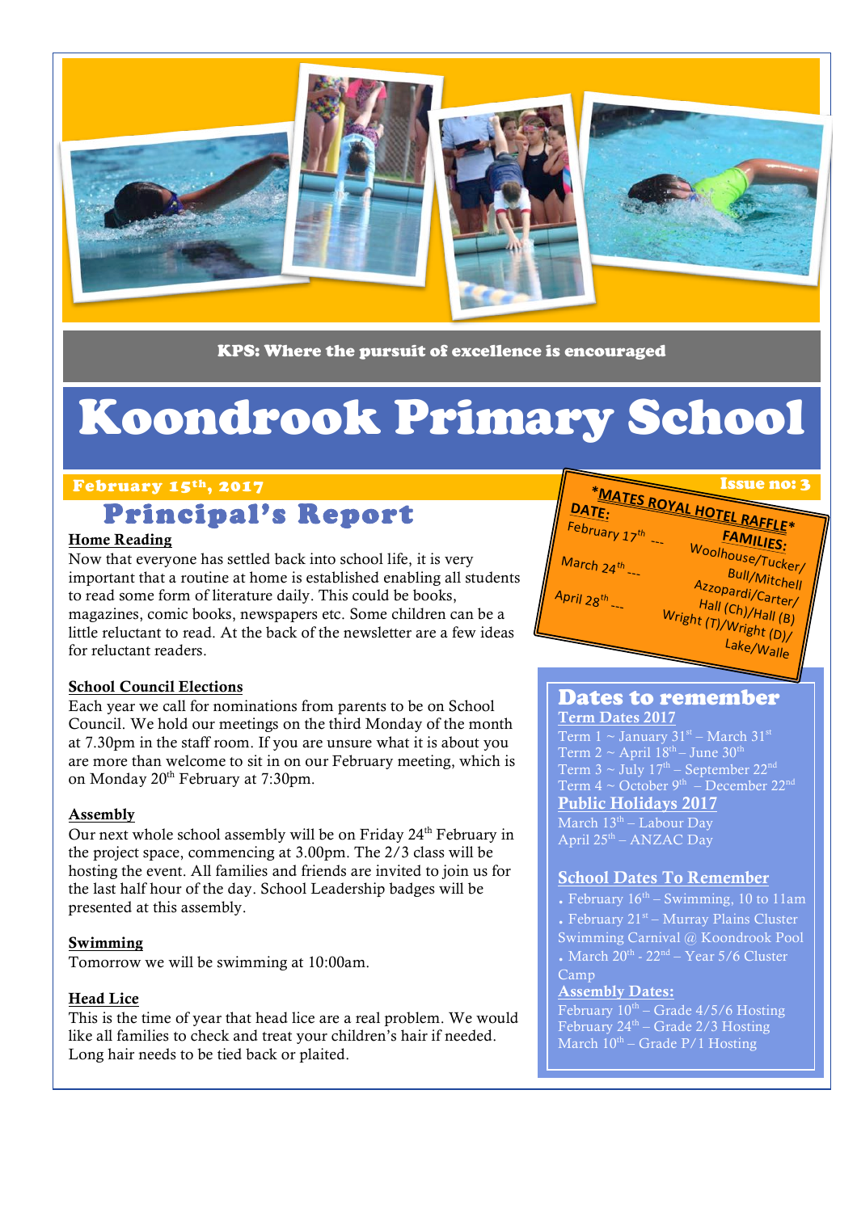KPS: Where the pursuit of excellence is encouraged

# Koondrook Primary School

**February 15th, 2017** | **Issue no: 3**

## Principal's Report

**Home Reading**

Now that everyone has settled back into school life, it is very important that a routine at home is established enabling all students to read some form of literature daily. This could be books, magazines, comic books, newspapers etc. Some children can be a little reluctant to read. At the back of the newsletter are a few ideas for reluctant readers.

**School Council Elections**

Each year we call for nominations from parents to be on School Council. We hold our meetings on the third Monday of the month at 7.30pm in the staff room. If you are unsure what it is about you are more than welcome to sit in on our February meeting, which is on Monday 20th February at 7:30pm.

**Assembly**

Our next whole school assembly will be on Friday 24th February in the project space, commencing at 3.00pm. The 2/3 class will be hosting the event. All families and friends are invited to join us for the last half hour of the day. School Leadership badges will be presented at this assembly.

**Swimming**

Tomorrow we will be swimming at 10:00am.

**Head Lice**

This is the time of year that head lice are a real problem. We would like all families to check and treat your children's hair if needed. Long hair needs to be tied back or plaited.

---

**\*MATES ROYAL HOTEL RAFFLE\***

| DATE: | FAMILIES: |
|---|---|
| February 17th --- | Woolhouse/Tucker/ Bull/Mitchell |
| March 24th --- | Azzopardi/Carter/ Hall (Ch)/Hall (B) |
| April 28th --- | Wright (T)/Wright (D)/ Lake/Walle |

## Dates to remember

**Term Dates 2017**

Term 1 ~ January 31st – March 31st
Term 2 ~ April 18th – June 30th
Term 3 ~ July 17th – September 22nd
Term 4 ~ October 9th – December 22nd

**Public Holidays 2017**

March 13th – Labour Day
April 25th – ANZAC Day

**School Dates To Remember**

- February 16th – Swimming, 10 to 11am
- February 21st – Murray Plains Cluster Swimming Carnival @ Koondrook Pool
- March 20th - 22nd – Year 5/6 Cluster Camp

**Assembly Dates:**

February 10th – Grade 4/5/6 Hosting
February 24th – Grade 2/3 Hosting
March 10th – Grade P/1 Hosting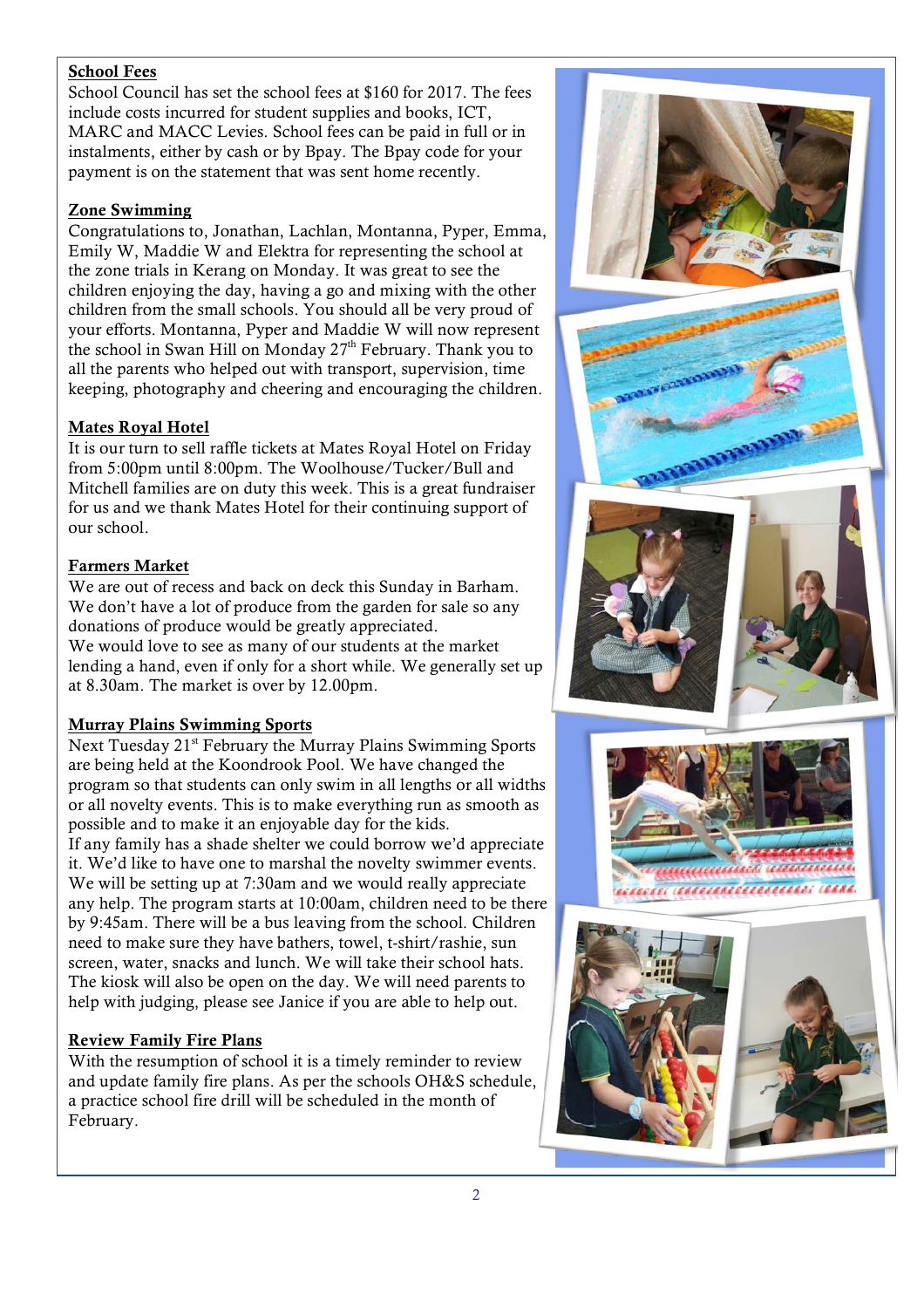## School Fees

School Council has set the school fees at $160 for 2017. The fees include costs incurred for student supplies and books, ICT, MARC and MACC Levies. School fees can be paid in full or in instalments, either by cash or by Bpay. The Bpay code for your payment is on the statement that was sent home recently.

## Zone Swimming

Congratulations to, Jonathan, Lachlan, Montanna, Pyper, Emma, Emily W, Maddie W and Elektra for representing the school at the zone trials in Kerang on Monday. It was great to see the children enjoying the day, having a go and mixing with the other children from the small schools. You should all be very proud of your efforts. Montanna, Pyper and Maddie W will now represent the school in Swan Hill on Monday 27th February. Thank you to all the parents who helped out with transport, supervision, time keeping, photography and cheering and encouraging the children.

## Mates Royal Hotel

It is our turn to sell raffle tickets at Mates Royal Hotel on Friday from 5:00pm until 8:00pm. The Woolhouse/Tucker/Bull and Mitchell families are on duty this week. This is a great fundraiser for us and we thank Mates Hotel for their continuing support of our school.

## Farmers Market

We are out of recess and back on deck this Sunday in Barham. We don't have a lot of produce from the garden for sale so any donations of produce would be greatly appreciated.
We would love to see as many of our students at the market lending a hand, even if only for a short while. We generally set up at 8.30am. The market is over by 12.00pm.

## Murray Plains Swimming Sports

Next Tuesday 21st February the Murray Plains Swimming Sports are being held at the Koondrook Pool. We have changed the program so that students can only swim in all lengths or all widths or all novelty events. This is to make everything run as smooth as possible and to make it an enjoyable day for the kids.
If any family has a shade shelter we could borrow we'd appreciate it. We'd like to have one to marshal the novelty swimmer events. We will be setting up at 7:30am and we would really appreciate any help. The program starts at 10:00am, children need to be there by 9:45am. There will be a bus leaving from the school. Children need to make sure they have bathers, towel, t-shirt/rashie, sun screen, water, snacks and lunch. We will take their school hats. The kiosk will also be open on the day. We will need parents to help with judging, please see Janice if you are able to help out.

## Review Family Fire Plans

With the resumption of school it is a timely reminder to review and update family fire plans. As per the schools OH&S schedule, a practice school fire drill will be scheduled in the month of February.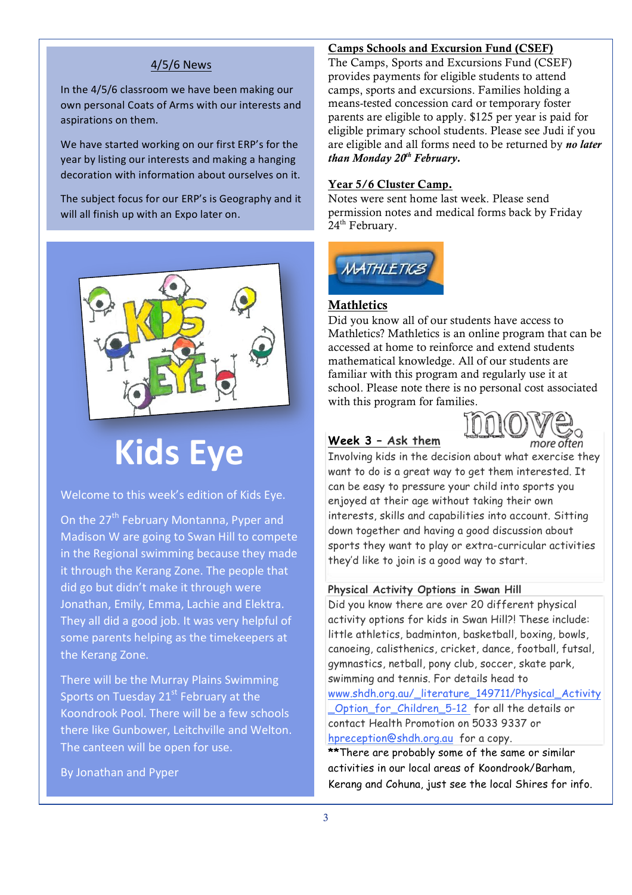## 4/5/6 News

In the 4/5/6 classroom we have been making our own personal Coats of Arms with our interests and aspirations on them.

We have started working on our first ERP's for the year by listing our interests and making a hanging decoration with information about ourselves on it.

The subject focus for our ERP's is Geography and it will all finish up with an Expo later on.

# Kids Eye

Welcome to this week's edition of Kids Eye.

On the 27th February Montanna, Pyper and Madison W are going to Swan Hill to compete in the Regional swimming because they made it through the Kerang Zone. The people that did go but didn't make it through were Jonathan, Emily, Emma, Lachie and Elektra. They all did a good job. It was very helpful of some parents helping as the timekeepers at the Kerang Zone.

There will be the Murray Plains Swimming Sports on Tuesday 21st February at the Koondrook Pool. There will be a few schools there like Gunbower, Leitchville and Welton. The canteen will be open for use.

By Jonathan and Pyper

## Camps Schools and Excursion Fund (CSEF)

The Camps, Sports and Excursions Fund (CSEF) provides payments for eligible students to attend camps, sports and excursions. Families holding a means-tested concession card or temporary foster parents are eligible to apply. $125 per year is paid for eligible primary school students. Please see Judi if you are eligible and all forms need to be returned by ***no later than Monday 20th February.***

## Year 5/6 Cluster Camp.

Notes were sent home last week. Please send permission notes and medical forms back by Friday 24th February.

## Mathletics

Did you know all of our students have access to Mathletics? Mathletics is an online program that can be accessed at home to reinforce and extend students mathematical knowledge. All of our students are familiar with this program and regularly use it at school. Please note there is no personal cost associated with this program for families.

## Week 3 – Ask them

Involving kids in the decision about what exercise they want to do is a great way to get them interested. It can be easy to pressure your child into sports you enjoyed at their age without taking their own interests, skills and capabilities into account. Sitting down together and having a good discussion about sports they want to play or extra-curricular activities they'd like to join is a good way to start.

### Physical Activity Options in Swan Hill

Did you know there are over 20 different physical activity options for kids in Swan Hill?! These include: little athletics, badminton, basketball, boxing, bowls, canoeing, calisthenics, cricket, dance, football, futsal, gymnastics, netball, pony club, soccer, skate park, swimming and tennis. For details head to www.shdh.org.au/_literature_149711/Physical_Activity_Option_for_Children_5-12 for all the details or contact Health Promotion on 5033 9337 or hpreception@shdh.org.au for a copy.

**There are probably some of the same or similar activities in our local areas of Koondrook/Barham, Kerang and Cohuna, just see the local Shires for info.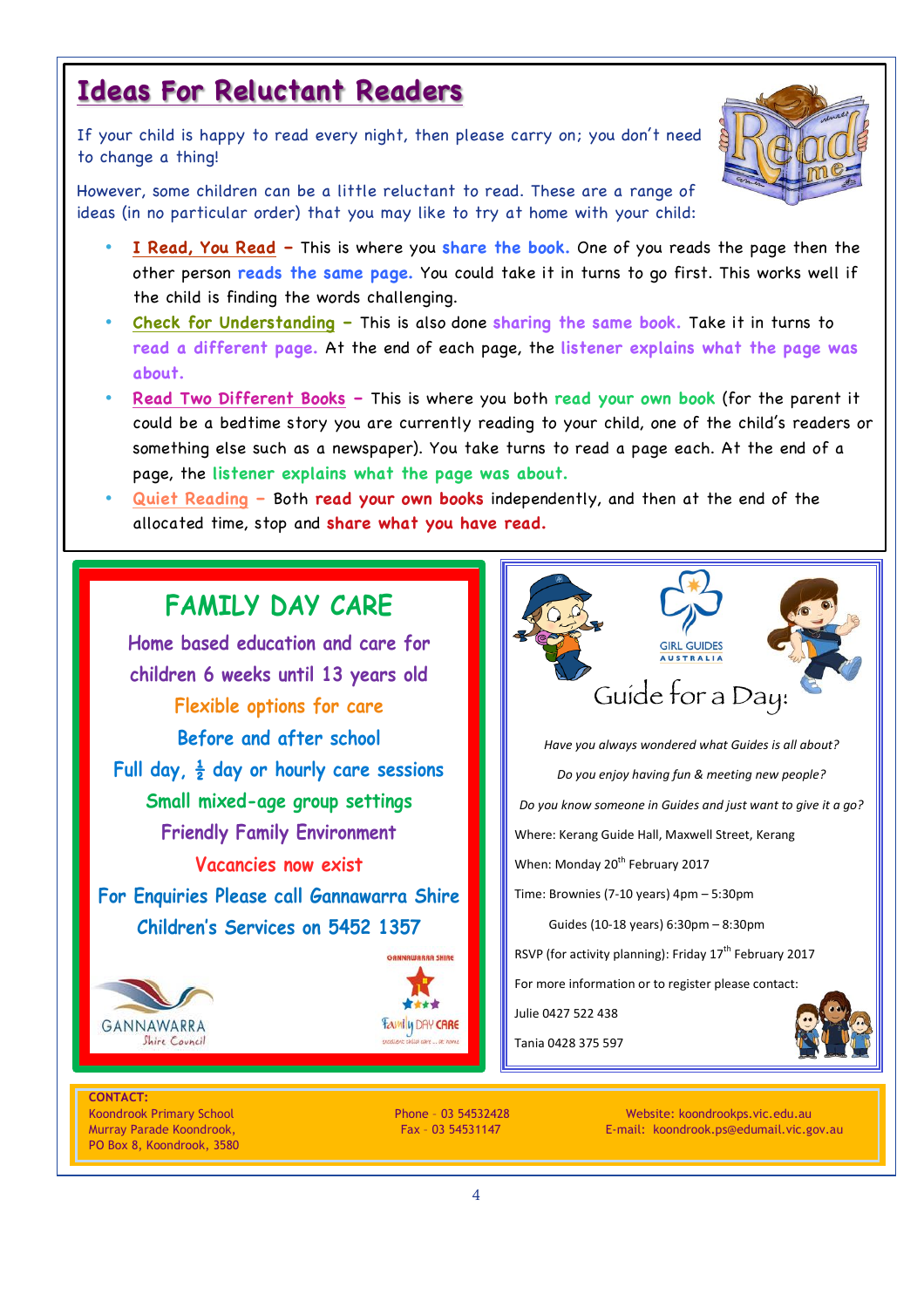# Ideas For Reluctant Readers

If your child is happy to read every night, then please carry on; you don't need to change a thing!

However, some children can be a little reluctant to read. These are a range of ideas (in no particular order) that you may like to try at home with your child:

- **I Read, You Read** – This is where you **share the book.** One of you reads the page then the other person **reads the same page.** You could take it in turns to go first. This works well if the child is finding the words challenging.
- **Check for Understanding** – This is also done **sharing the same book.** Take it in turns to **read a different page.** At the end of each page, the **listener explains what the page was about.**
- **Read Two Different Books** – This is where you both **read your own book** (for the parent it could be a bedtime story you are currently reading to your child, one of the child's readers or something else such as a newspaper). You take turns to read a page each. At the end of a page, the **listener explains what the page was about.**
- **Quiet Reading** – Both **read your own books** independently, and then at the end of the allocated time, stop and **share what you have read.**

## FAMILY DAY CARE

Home based education and care for children 6 weeks until 13 years old

Flexible options for care

Before and after school

Full day, ½ day or hourly care sessions

Small mixed-age group settings

Friendly Family Environment

Vacancies now exist

For Enquiries Please call Gannawarra Shire Children's Services on 5452 1357

GANNAWARRA Shire Council

GANNAWARRA SHIRE Family DAY CARE

## GIRL GUIDES AUSTRALIA

## Guide for a Day:

*Have you always wondered what Guides is all about?*

*Do you enjoy having fun & meeting new people?*

*Do you know someone in Guides and just want to give it a go?*

Where: Kerang Guide Hall, Maxwell Street, Kerang

When: Monday 20th February 2017

Time: Brownies (7-10 years) 4pm – 5:30pm

Guides (10-18 years) 6:30pm – 8:30pm

RSVP (for activity planning): Friday 17th February 2017

For more information or to register please contact:

Julie 0427 522 438

Tania 0428 375 597

**CONTACT:**
Koondrook Primary School
Murray Parade Koondrook,
PO Box 8, Koondrook, 3580

Phone – 03 54532428
Fax – 03 54531147

Website: koondrookps.vic.edu.au
E-mail: koondrook.ps@edumail.vic.gov.au